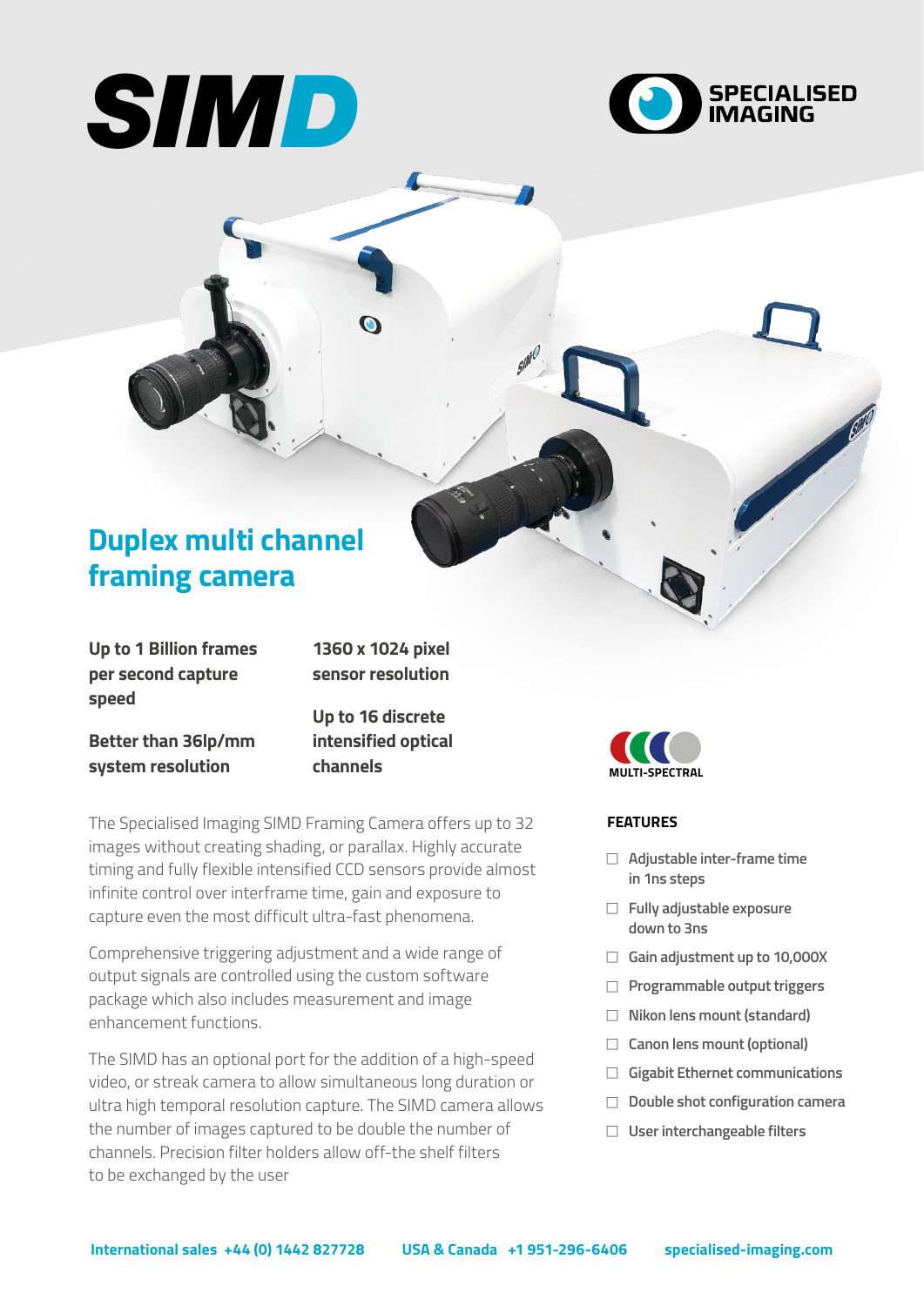# SIMD

SPECIALISED IMAGING

## Duplex multi channel framing camera

**Up to 1 Billion frames per second capture speed**

**Better than 36lp/mm system resolution**

**1360 x 1024 pixel sensor resolution**

**Up to 16 discrete intensified optical channels**

The Specialised Imaging SIMD Framing Camera offers up to 32 images without creating shading, or parallax. Highly accurate timing and fully flexible intensified CCD sensors provide almost infinite control over interframe time, gain and exposure to capture even the most difficult ultra-fast phenomena.

Comprehensive triggering adjustment and a wide range of output signals are controlled using the custom software package which also includes measurement and image enhancement functions.

The SIMD has an optional port for the addition of a high-speed video, or streak camera to allow simultaneous long duration or ultra high temporal resolution capture. The SIMD camera allows the number of images captured to be double the number of channels. Precision filter holders allow off-the shelf filters to be exchanged by the user

MULTI-SPECTRAL

### FEATURES

- Adjustable inter-frame time in 1ns steps
- Fully adjustable exposure down to 3ns
- Gain adjustment up to 10,000X
- Programmable output triggers
- Nikon lens mount (standard)
- Canon lens mount (optional)
- Gigabit Ethernet communications
- Double shot configuration camera
- User interchangeable filters

**International sales +44 (0) 1442 827728** **USA & Canada +1 951-296-6406** **specialised-imaging.com**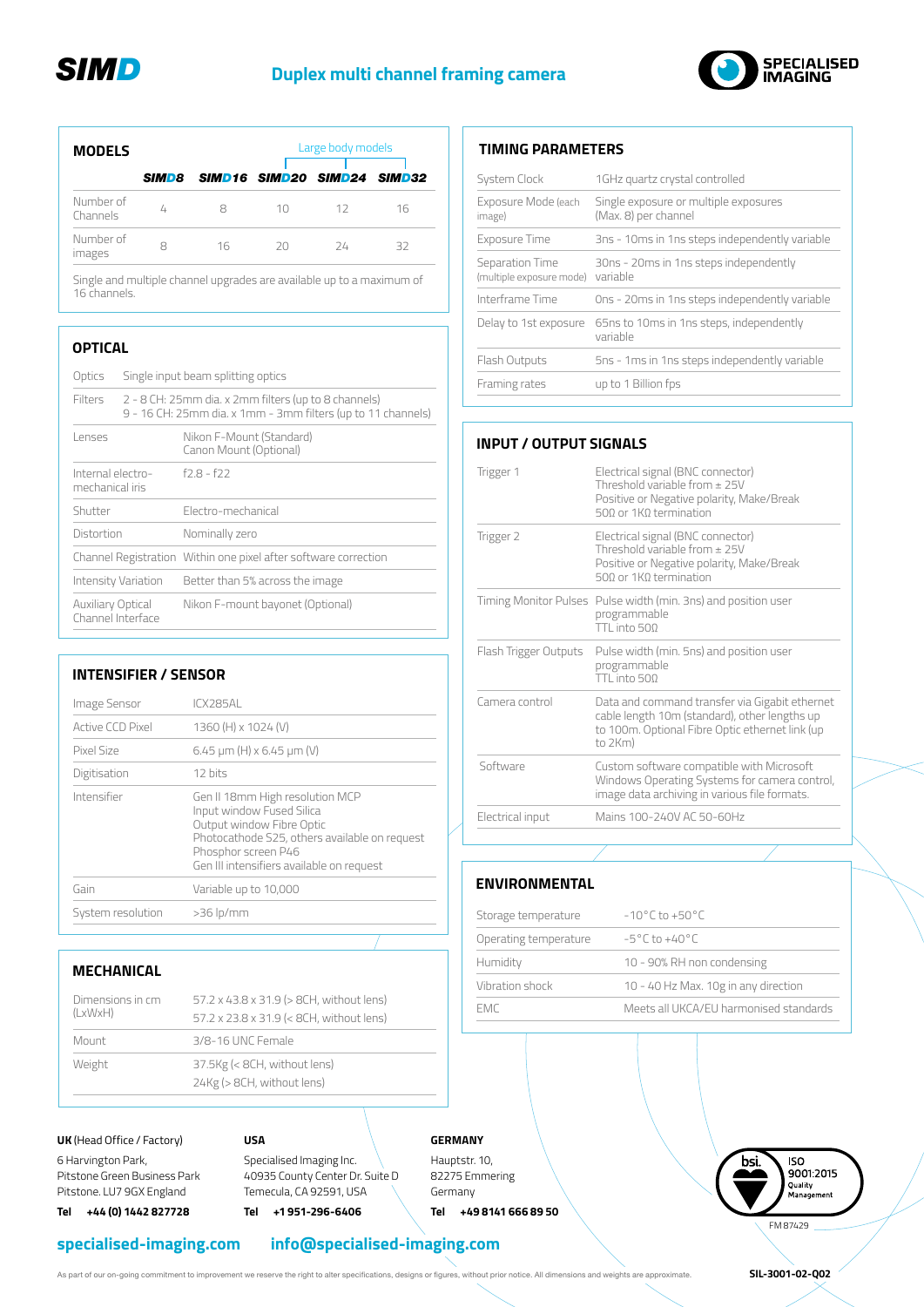# SIMD

## Duplex multi channel framing camera

SPECIALISED IMAGING

## MODELS

Large body models

| | SIMD8 | SIMD16 | SIMD20 | SIMD24 | SIMD32 |
|---|---|---|---|---|---|
| Number of Channels | 4 | 8 | 10 | 12 | 16 |
| Number of images | 8 | 16 | 20 | 24 | 32 |

Single and multiple channel upgrades are available up to a maximum of 16 channels.

## OPTICAL

| | |
|---|---|
| Optics | Single input beam splitting optics |
| Filters | 2 - 8 CH: 25mm dia. x 2mm filters (up to 8 channels)<br>9 - 16 CH: 25mm dia. x 1mm - 3mm filters (up to 11 channels) |
| Lenses | Nikon F-Mount (Standard)<br>Canon Mount (Optional) |
| Internal electro-mechanical iris | f2.8 - f22 |
| Shutter | Electro-mechanical |
| Distortion | Nominally zero |
| Channel Registration | Within one pixel after software correction |
| Intensity Variation | Better than 5% across the image |
| Auxiliary Optical Channel Interface | Nikon F-mount bayonet (Optional) |

## INTENSIFIER / SENSOR

| | |
|---|---|
| Image Sensor | ICX285AL |
| Active CCD Pixel | 1360 (H) x 1024 (V) |
| Pixel Size | 6.45 µm (H) x 6.45 µm (V) |
| Digitisation | 12 bits |
| Intensifier | Gen II 18mm High resolution MCP<br>Input window Fused Silica<br>Output window Fibre Optic<br>Photocathode S25, others available on request<br>Phosphor screen P46<br>Gen III intensifiers available on request |
| Gain | Variable up to 10,000 |
| System resolution | >36 lp/mm |

## MECHANICAL

| | |
|---|---|
| Dimensions in cm (LxWxH) | 57.2 x 43.8 x 31.9 (> 8CH, without lens)<br>57.2 x 23.8 x 31.9 (< 8CH, without lens) |
| Mount | 3/8-16 UNC Female |
| Weight | 37.5Kg (< 8CH, without lens)<br>24Kg (> 8CH, without lens) |

## TIMING PARAMETERS

| | |
|---|---|
| System Clock | 1GHz quartz crystal controlled |
| Exposure Mode (each image) | Single exposure or multiple exposures (Max. 8) per channel |
| Exposure Time | 3ns - 10ms in 1ns steps independently variable |
| Separation Time (multiple exposure mode) | 30ns - 20ms in 1ns steps independently variable |
| Interframe Time | 0ns - 20ms in 1ns steps independently variable |
| Delay to 1st exposure | 65ns to 10ms in 1ns steps, independently variable |
| Flash Outputs | 5ns - 1ms in 1ns steps independently variable |
| Framing rates | up to 1 Billion fps |

## INPUT / OUTPUT SIGNALS

| | |
|---|---|
| Trigger 1 | Electrical signal (BNC connector)<br>Threshold variable from ± 25V<br>Positive or Negative polarity, Make/Break<br>50Ω or 1KΩ termination |
| Trigger 2 | Electrical signal (BNC connector)<br>Threshold variable from ± 25V<br>Positive or Negative polarity, Make/Break<br>50Ω or 1KΩ termination |
| Timing Monitor Pulses | Pulse width (min. 3ns) and position user programmable<br>TTL into 50Ω |
| Flash Trigger Outputs | Pulse width (min. 5ns) and position user programmable<br>TTL into 50Ω |
| Camera control | Data and command transfer via Gigabit ethernet cable length 10m (standard), other lengths up to 100m. Optional Fibre Optic ethernet link (up to 2Km) |
| Software | Custom software compatible with Microsoft Windows Operating Systems for camera control, image data archiving in various file formats. |
| Electrical input | Mains 100-240V AC 50-60Hz |

## ENVIRONMENTAL

| | |
|---|---|
| Storage temperature | -10°C to +50°C |
| Operating temperature | -5°C to +40°C |
| Humidity | 10 - 90% RH non condensing |
| Vibration shock | 10 - 40 Hz Max. 10g in any direction |
| EMC | Meets all UKCA/EU harmonised standards |

**UK** (Head Office / Factory)
6 Harvington Park,
Pitstone Green Business Park
Pitstone. LU7 9GX England
**Tel** **+44 (0) 1442 827728**

**USA**
Specialised Imaging Inc.
40935 County Center Dr. Suite D
Temecula, CA 92591, USA
**Tel** **+1 951-296-6406**

**GERMANY**
Hauptstr. 10,
82275 Emmering
Germany
**Tel** **+49 8141 666 89 50**

bsi. ISO 9001:2015 Quality Management
FM 87429

**specialised-imaging.com** **info@specialised-imaging.com**

As part of our on-going commitment to improvement we reserve the right to alter specifications, designs or figures, without prior notice. All dimensions and weights are approximate.

**SIL-3001-02-Q02**